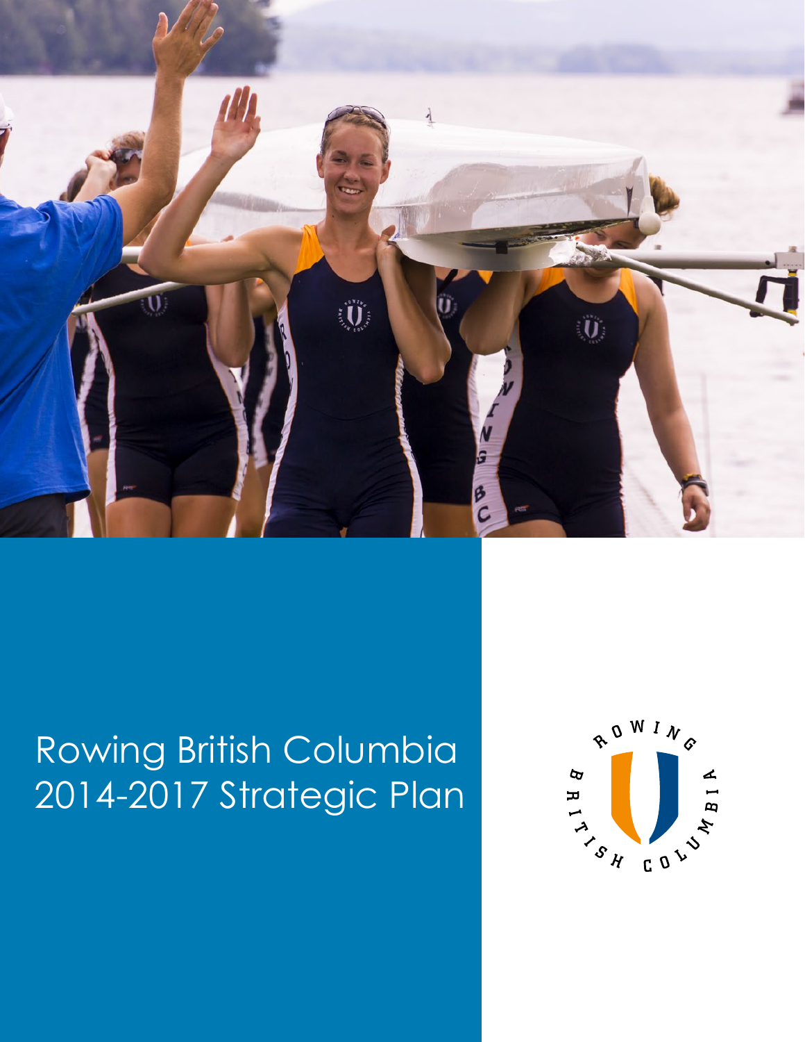# Rowing British Columbia 2014-2017 Strategic Plan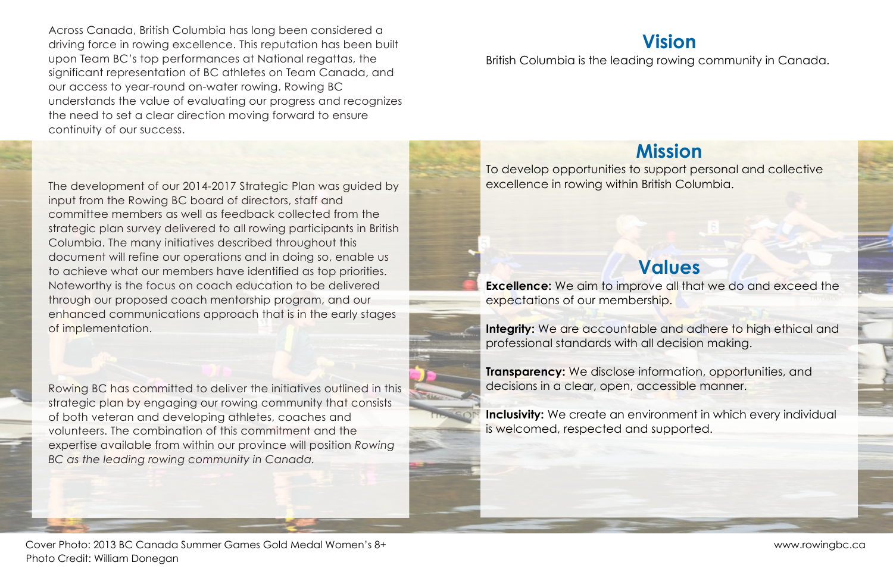Across Canada, British Columbia has long been considered a driving force in rowing excellence. This reputation has been built upon Team BC's top performances at National regattas, the significant representation of BC athletes on Team Canada, and our access to year-round on-water rowing. Rowing BC understands the value of evaluating our progress and recognizes the need to set a clear direction moving forward to ensure continuity of our success.

The development of our 2014-2017 Strategic Plan was guided by input from the Rowing BC board of directors, staff and committee members as well as feedback collected from the strategic plan survey delivered to all rowing participants in British Columbia. The many initiatives described throughout this document will refine our operations and in doing so, enable us to achieve what our members have identified as top priorities. Noteworthy is the focus on coach education to be delivered through our proposed coach mentorship program, and our enhanced communications approach that is in the early stages of implementation.

Rowing BC has committed to deliver the initiatives outlined in this strategic plan by engaging our rowing community that consists of both veteran and developing athletes, coaches and volunteers. The combination of this commitment and the expertise available from within our province will position *Rowing BC as the leading rowing community in Canada.*

## Vision

British Columbia is the leading rowing community in Canada.

## Mission

To develop opportunities to support personal and collective excellence in rowing within British Columbia.

## Values

**Excellence:** We aim to improve all that we do and exceed the expectations of our membership.

**Integrity:** We are accountable and adhere to high ethical and professional standards with all decision making.

**Transparency:** We disclose information, opportunities, and decisions in a clear, open, accessible manner.

**Inclusivity:** We create an environment in which every individual is welcomed, respected and supported.

Cover Photo: 2013 BC Canada Summer Games Gold Medal Women's 8+
Photo Credit: William Donegan

www.rowingbc.ca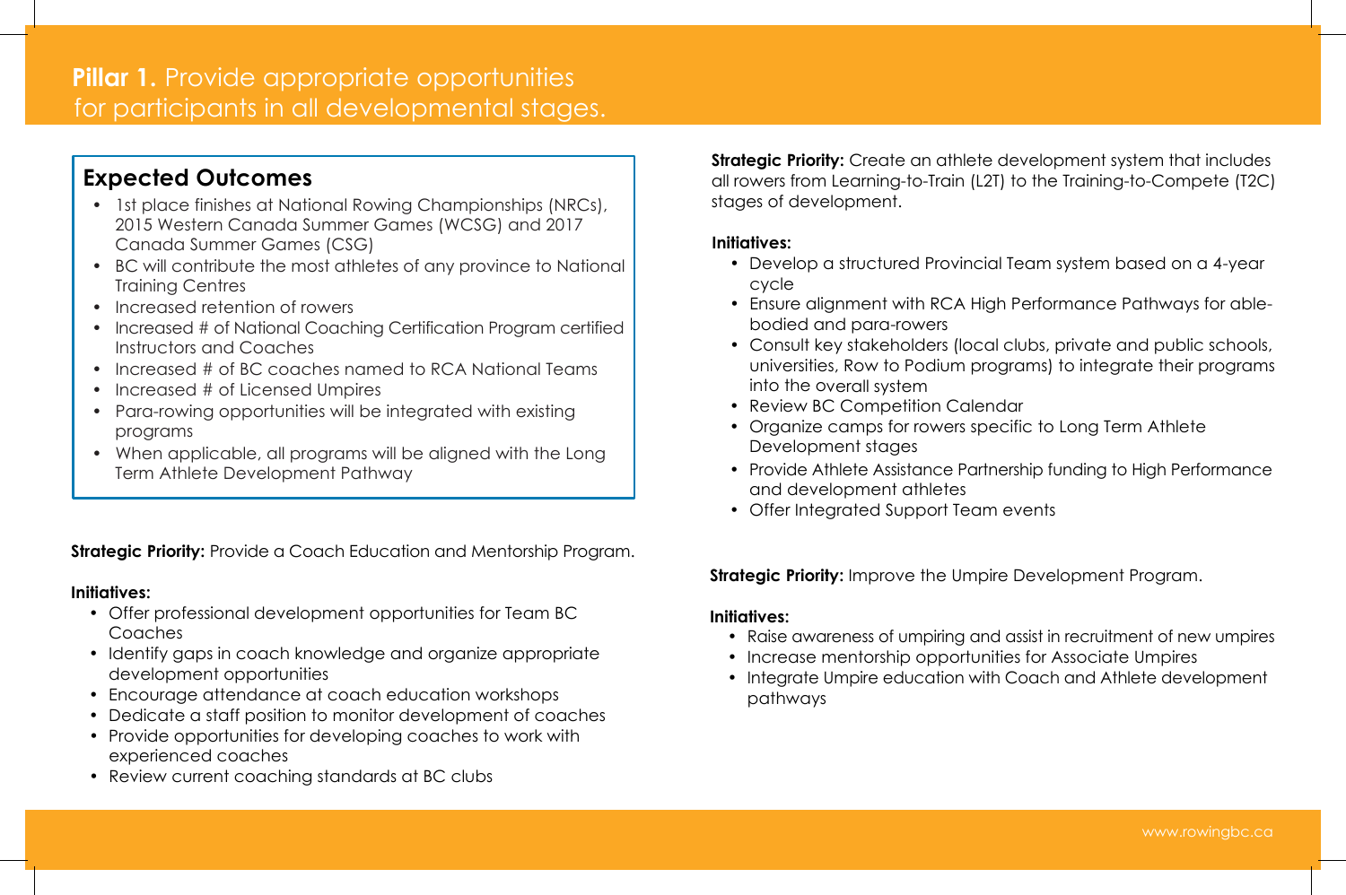# **Pillar 1.** Provide appropriate opportunities for participants in all developmental stages.

## Expected Outcomes

- 1st place finishes at National Rowing Championships (NRCs), 2015 Western Canada Summer Games (WCSG) and 2017 Canada Summer Games (CSG)
- BC will contribute the most athletes of any province to National Training Centres
- Increased retention of rowers
- Increased # of National Coaching Certification Program certified Instructors and Coaches
- Increased # of BC coaches named to RCA National Teams
- Increased # of Licensed Umpires
- Para-rowing opportunities will be integrated with existing programs
- When applicable, all programs will be aligned with the Long Term Athlete Development Pathway

**Strategic Priority:** Provide a Coach Education and Mentorship Program.

**Initiatives:**

- Offer professional development opportunities for Team BC Coaches
- Identify gaps in coach knowledge and organize appropriate development opportunities
- Encourage attendance at coach education workshops
- Dedicate a staff position to monitor development of coaches
- Provide opportunities for developing coaches to work with experienced coaches
- Review current coaching standards at BC clubs

**Strategic Priority:** Create an athlete development system that includes all rowers from Learning-to-Train (L2T) to the Training-to-Compete (T2C) stages of development.

**Initiatives:**

- Develop a structured Provincial Team system based on a 4-year cycle
- Ensure alignment with RCA High Performance Pathways for able-bodied and para-rowers
- Consult key stakeholders (local clubs, private and public schools, universities, Row to Podium programs) to integrate their programs into the overall system
- Review BC Competition Calendar
- Organize camps for rowers specific to Long Term Athlete Development stages
- Provide Athlete Assistance Partnership funding to High Performance and development athletes
- Offer Integrated Support Team events

**Strategic Priority:** Improve the Umpire Development Program.

**Initiatives:**

- Raise awareness of umpiring and assist in recruitment of new umpires
- Increase mentorship opportunities for Associate Umpires
- Integrate Umpire education with Coach and Athlete development pathways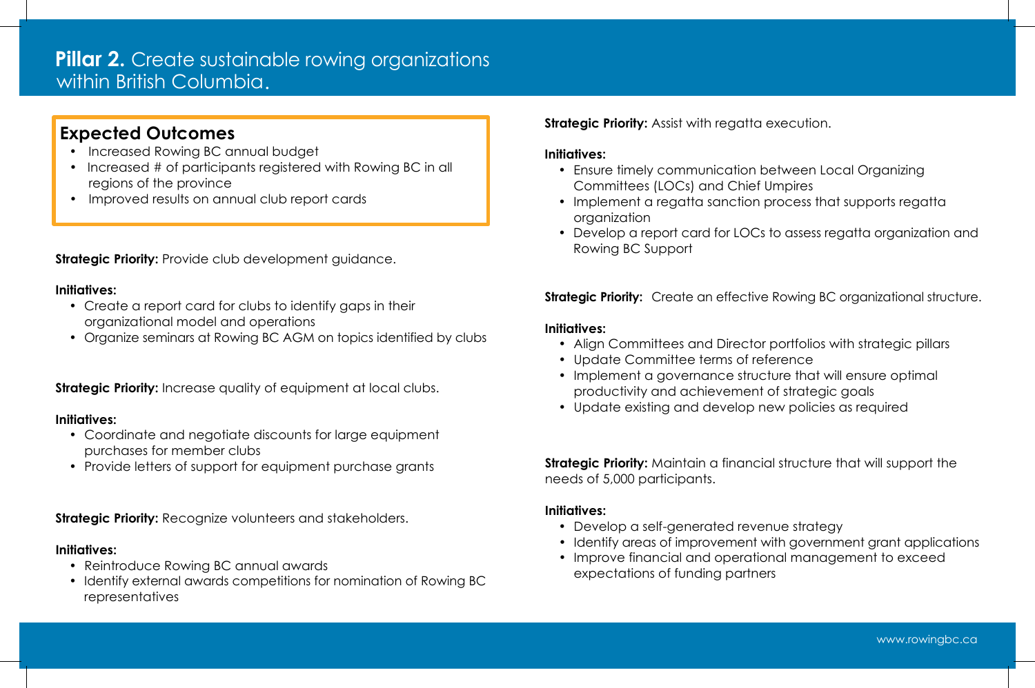# **Pillar 2.** Create sustainable rowing organizations within British Columbia.

## Expected Outcomes

- Increased Rowing BC annual budget
- Increased # of participants registered with Rowing BC in all regions of the province
- Improved results on annual club report cards

**Strategic Priority:** Provide club development guidance.

**Initiatives:**

- Create a report card for clubs to identify gaps in their organizational model and operations
- Organize seminars at Rowing BC AGM on topics identified by clubs

**Strategic Priority:** Increase quality of equipment at local clubs.

**Initiatives:**

- Coordinate and negotiate discounts for large equipment purchases for member clubs
- Provide letters of support for equipment purchase grants

**Strategic Priority:** Recognize volunteers and stakeholders.

**Initiatives:**

- Reintroduce Rowing BC annual awards
- Identify external awards competitions for nomination of Rowing BC representatives

**Strategic Priority:** Assist with regatta execution.

**Initiatives:**

- Ensure timely communication between Local Organizing Committees (LOCs) and Chief Umpires
- Implement a regatta sanction process that supports regatta organization
- Develop a report card for LOCs to assess regatta organization and Rowing BC Support

**Strategic Priority:** Create an effective Rowing BC organizational structure.

**Initiatives:**

- Align Committees and Director portfolios with strategic pillars
- Update Committee terms of reference
- Implement a governance structure that will ensure optimal productivity and achievement of strategic goals
- Update existing and develop new policies as required

**Strategic Priority:** Maintain a financial structure that will support the needs of 5,000 participants.

**Initiatives:**

- Develop a self-generated revenue strategy
- Identify areas of improvement with government grant applications
- Improve financial and operational management to exceed expectations of funding partners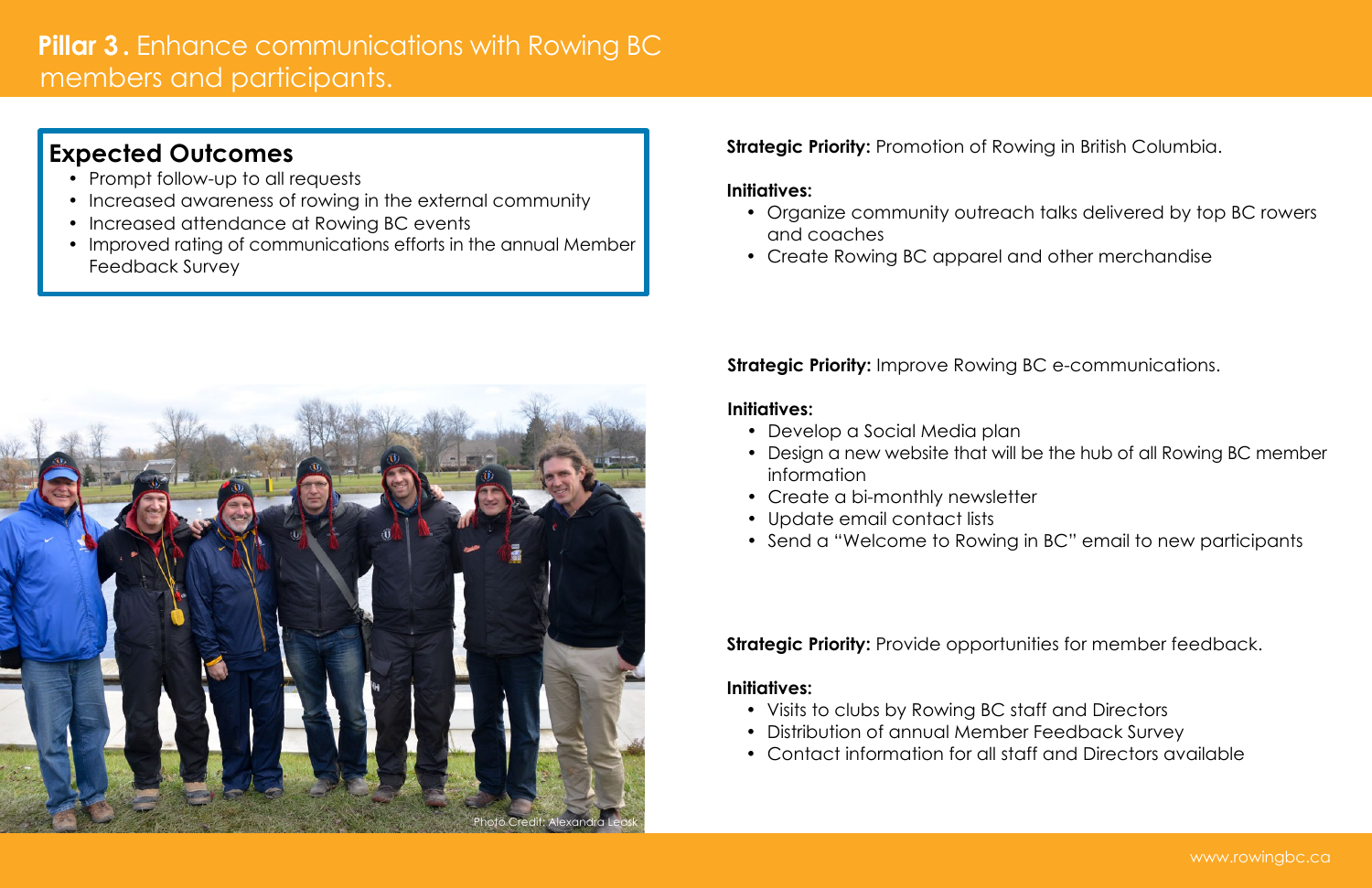# **Pillar 3.** Enhance communications with Rowing BC members and participants.

## Expected Outcomes

- Prompt follow-up to all requests
- Increased awareness of rowing in the external community
- Increased attendance at Rowing BC events
- Improved rating of communications efforts in the annual Member Feedback Survey

Photo Credit: Alexandra Leask

**Strategic Priority:** Promotion of Rowing in British Columbia.

**Initiatives:**

- Organize community outreach talks delivered by top BC rowers and coaches
- Create Rowing BC apparel and other merchandise

**Strategic Priority:** Improve Rowing BC e-communications.

**Initiatives:**

- Develop a Social Media plan
- Design a new website that will be the hub of all Rowing BC member information
- Create a bi-monthly newsletter
- Update email contact lists
- Send a "Welcome to Rowing in BC" email to new participants

**Strategic Priority:** Provide opportunities for member feedback.

**Initiatives:**

- Visits to clubs by Rowing BC staff and Directors
- Distribution of annual Member Feedback Survey
- Contact information for all staff and Directors available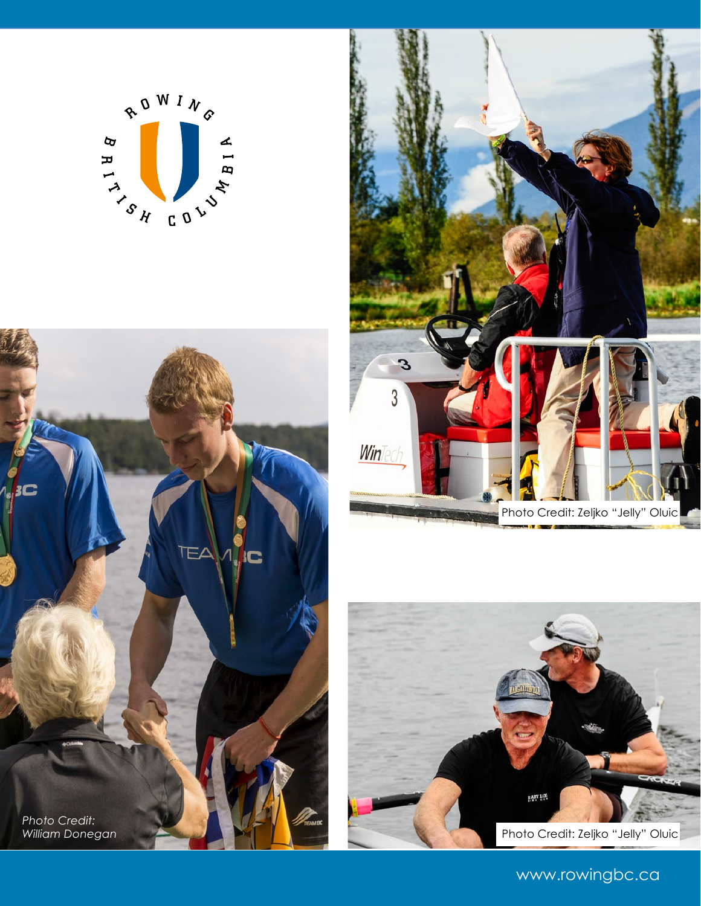ROWING BRITISH COLUMBIA

Photo Credit: Zeljko "Jelly" Oluic

Photo Credit: William Donegan

Photo Credit: Zeljko "Jelly" Oluic

www.rowingbc.ca